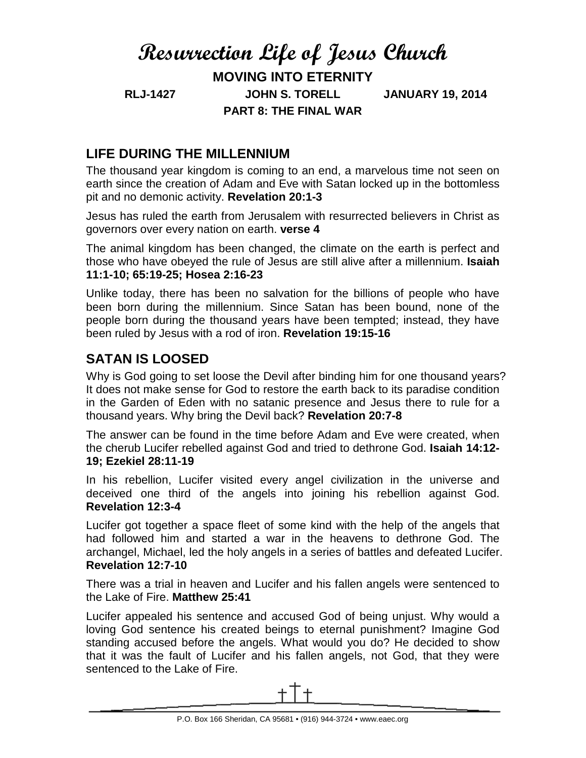# Resurrection Life of Jesus Church

**MOVING INTO ETERNITY**

**RLJ-1427 JOHN S. TORELL JANUARY 19, 2014**

**PART 8: THE FINAL WAR**

## LIFE DURING THE MILLENNIUM

The thousand year kingdom is coming to an end, a marvelous time not seen on earth since the creation of Adam and Eve with Satan locked up in the bottomless pit and no demonic activity. **Revelation 20:1-3**

Jesus has ruled the earth from Jerusalem with resurrected believers in Christ as governors over every nation on earth. **verse 4**

The animal kingdom has been changed, the climate on the earth is perfect and those who have obeyed the rule of Jesus are still alive after a millennium. **Isaiah 11:1-10; 65:19-25; Hosea 2:16-23**

Unlike today, there has been no salvation for the billions of people who have been born during the millennium. Since Satan has been bound, none of the people born during the thousand years have been tempted; instead, they have been ruled by Jesus with a rod of iron. **Revelation 19:15-16**

## SATAN IS LOOSED

Why is God going to set loose the Devil after binding him for one thousand years? It does not make sense for God to restore the earth back to its paradise condition in the Garden of Eden with no satanic presence and Jesus there to rule for a thousand years. Why bring the Devil back? **Revelation 20:7-8**

The answer can be found in the time before Adam and Eve were created, when the cherub Lucifer rebelled against God and tried to dethrone God. **Isaiah 14:12-19; Ezekiel 28:11-19**

In his rebellion, Lucifer visited every angel civilization in the universe and deceived one third of the angels into joining his rebellion against God. **Revelation 12:3-4**

Lucifer got together a space fleet of some kind with the help of the angels that had followed him and started a war in the heavens to dethrone God. The archangel, Michael, led the holy angels in a series of battles and defeated Lucifer. **Revelation 12:7-10**

There was a trial in heaven and Lucifer and his fallen angels were sentenced to the Lake of Fire. **Matthew 25:41**

Lucifer appealed his sentence and accused God of being unjust. Why would a loving God sentence his created beings to eternal punishment? Imagine God standing accused before the angels. What would you do? He decided to show that it was the fault of Lucifer and his fallen angels, not God, that they were sentenced to the Lake of Fire.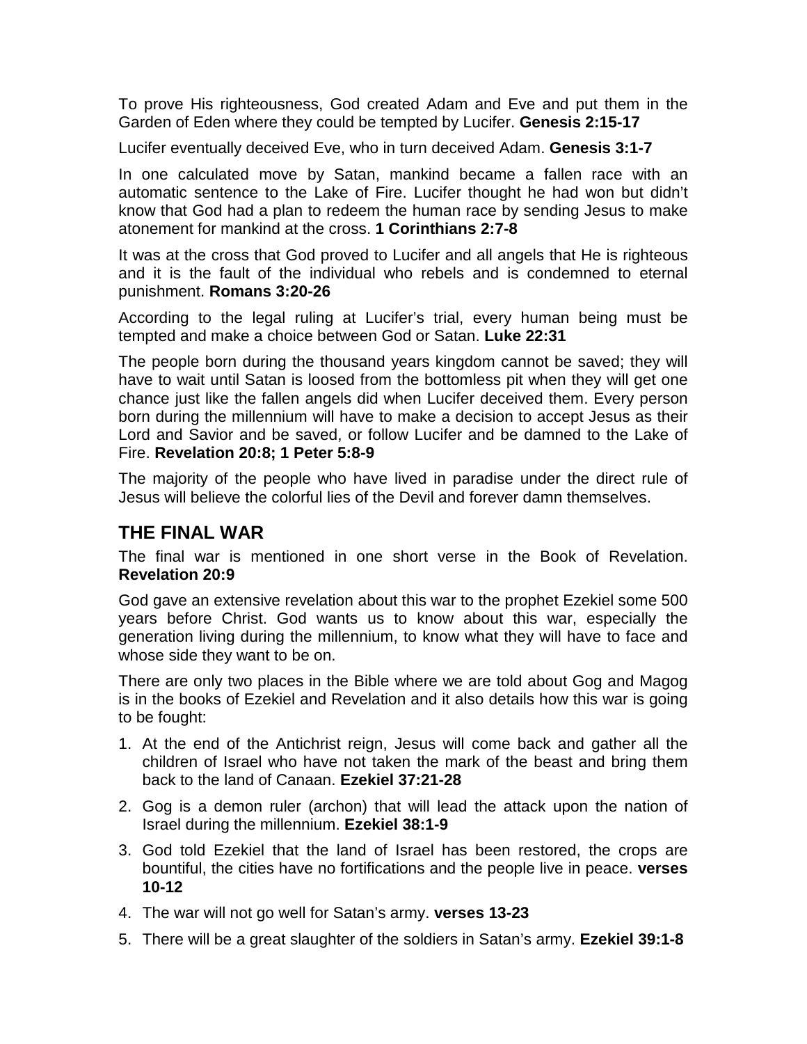To prove His righteousness, God created Adam and Eve and put them in the Garden of Eden where they could be tempted by Lucifer. **Genesis 2:15-17**

Lucifer eventually deceived Eve, who in turn deceived Adam. **Genesis 3:1-7**

In one calculated move by Satan, mankind became a fallen race with an automatic sentence to the Lake of Fire. Lucifer thought he had won but didn't know that God had a plan to redeem the human race by sending Jesus to make atonement for mankind at the cross. **1 Corinthians 2:7-8**

It was at the cross that God proved to Lucifer and all angels that He is righteous and it is the fault of the individual who rebels and is condemned to eternal punishment. **Romans 3:20-26**

According to the legal ruling at Lucifer's trial, every human being must be tempted and make a choice between God or Satan. **Luke 22:31**

The people born during the thousand years kingdom cannot be saved; they will have to wait until Satan is loosed from the bottomless pit when they will get one chance just like the fallen angels did when Lucifer deceived them. Every person born during the millennium will have to make a decision to accept Jesus as their Lord and Savior and be saved, or follow Lucifer and be damned to the Lake of Fire. **Revelation 20:8; 1 Peter 5:8-9**

The majority of the people who have lived in paradise under the direct rule of Jesus will believe the colorful lies of the Devil and forever damn themselves.

## THE FINAL WAR

The final war is mentioned in one short verse in the Book of Revelation. **Revelation 20:9**

God gave an extensive revelation about this war to the prophet Ezekiel some 500 years before Christ. God wants us to know about this war, especially the generation living during the millennium, to know what they will have to face and whose side they want to be on.

There are only two places in the Bible where we are told about Gog and Magog is in the books of Ezekiel and Revelation and it also details how this war is going to be fought:

1. At the end of the Antichrist reign, Jesus will come back and gather all the children of Israel who have not taken the mark of the beast and bring them back to the land of Canaan. **Ezekiel 37:21-28**
2. Gog is a demon ruler (archon) that will lead the attack upon the nation of Israel during the millennium. **Ezekiel 38:1-9**
3. God told Ezekiel that the land of Israel has been restored, the crops are bountiful, the cities have no fortifications and the people live in peace. **verses 10-12**
4. The war will not go well for Satan's army. **verses 13-23**
5. There will be a great slaughter of the soldiers in Satan's army. **Ezekiel 39:1-8**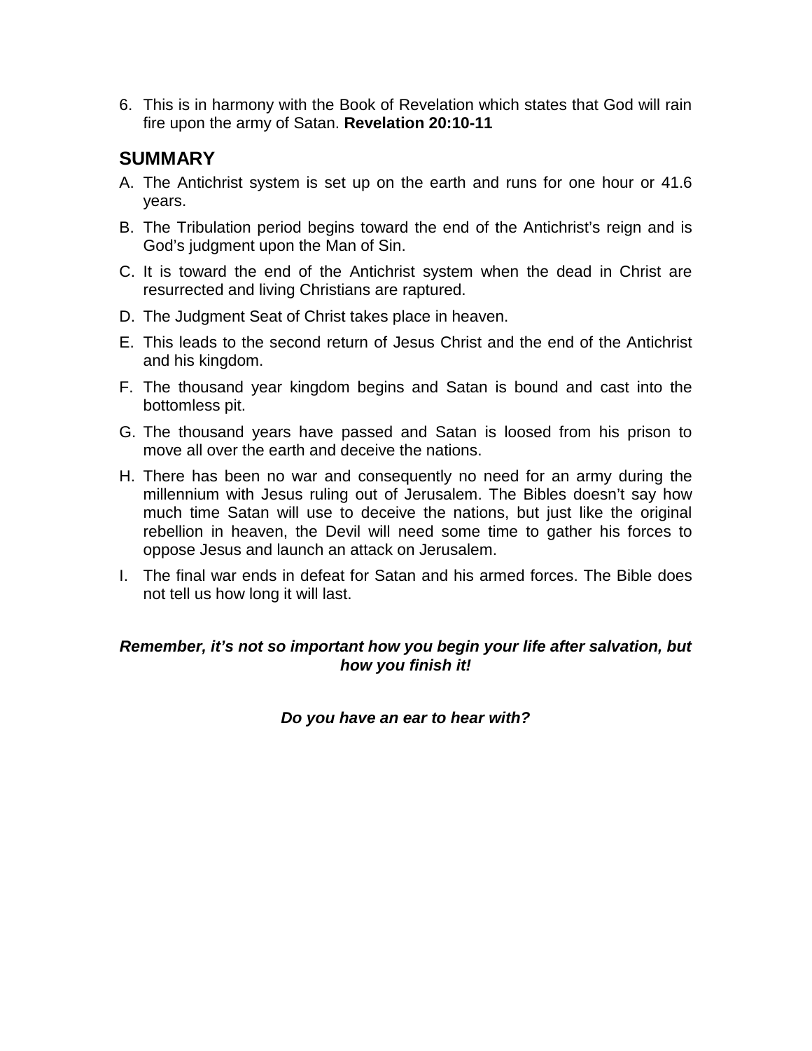6. This is in harmony with the Book of Revelation which states that God will rain fire upon the army of Satan. **Revelation 20:10-11**

## SUMMARY

A. The Antichrist system is set up on the earth and runs for one hour or 41.6 years.

B. The Tribulation period begins toward the end of the Antichrist's reign and is God's judgment upon the Man of Sin.

C. It is toward the end of the Antichrist system when the dead in Christ are resurrected and living Christians are raptured.

D. The Judgment Seat of Christ takes place in heaven.

E. This leads to the second return of Jesus Christ and the end of the Antichrist and his kingdom.

F. The thousand year kingdom begins and Satan is bound and cast into the bottomless pit.

G. The thousand years have passed and Satan is loosed from his prison to move all over the earth and deceive the nations.

H. There has been no war and consequently no need for an army during the millennium with Jesus ruling out of Jerusalem. The Bibles doesn't say how much time Satan will use to deceive the nations, but just like the original rebellion in heaven, the Devil will need some time to gather his forces to oppose Jesus and launch an attack on Jerusalem.

I. The final war ends in defeat for Satan and his armed forces. The Bible does not tell us how long it will last.

***Remember, it's not so important how you begin your life after salvation, but how you finish it!***

***Do you have an ear to hear with?***